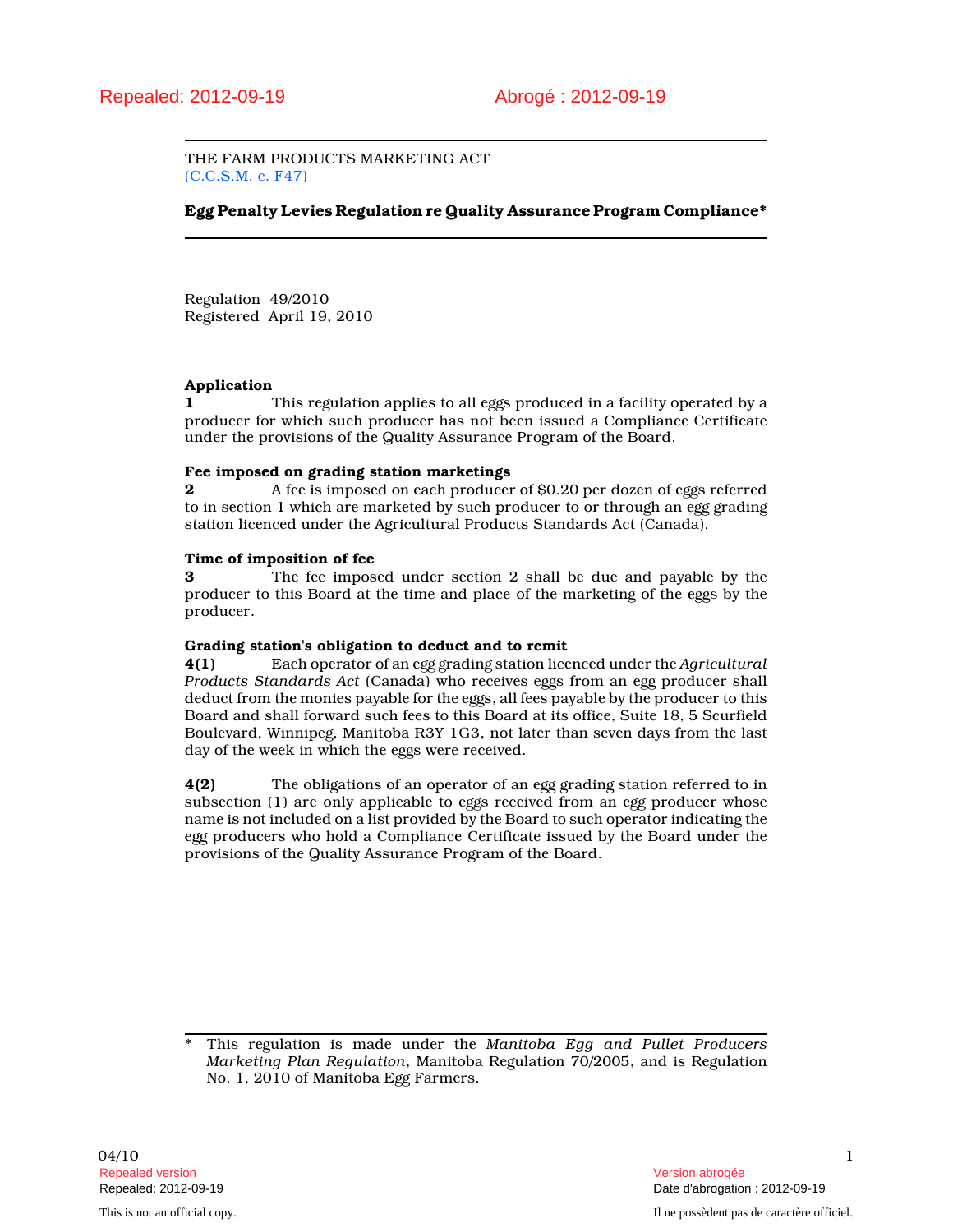Repealed: 2012-09-19 Abrogé : 2012-09-19

THE FARM PRODUCTS MARKETING ACT
(C.C.S.M. c. F47)

## Egg Penalty Levies Regulation re Quality Assurance Program Compliance*

Regulation 49/2010
Registered April 19, 2010

### Application

**1** This regulation applies to all eggs produced in a facility operated by a producer for which such producer has not been issued a Compliance Certificate under the provisions of the Quality Assurance Program of the Board.

### Fee imposed on grading station marketings

**2** A fee is imposed on each producer of $0.20 per dozen of eggs referred to in section 1 which are marketed by such producer to or through an egg grading station licenced under the Agricultural Products Standards Act (Canada).

### Time of imposition of fee

**3** The fee imposed under section 2 shall be due and payable by the producer to this Board at the time and place of the marketing of the eggs by the producer.

### Grading station's obligation to deduct and to remit

**4(1)** Each operator of an egg grading station licenced under the *Agricultural Products Standards Act* (Canada) who receives eggs from an egg producer shall deduct from the monies payable for the eggs, all fees payable by the producer to this Board and shall forward such fees to this Board at its office, Suite 18, 5 Scurfield Boulevard, Winnipeg, Manitoba R3Y 1G3, not later than seven days from the last day of the week in which the eggs were received.

**4(2)** The obligations of an operator of an egg grading station referred to in subsection (1) are only applicable to eggs received from an egg producer whose name is not included on a list provided by the Board to such operator indicating the egg producers who hold a Compliance Certificate issued by the Board under the provisions of the Quality Assurance Program of the Board.

---

\* This regulation is made under the *Manitoba Egg and Pullet Producers Marketing Plan Regulation*, Manitoba Regulation 70/2005, and is Regulation No. 1, 2010 of Manitoba Egg Farmers.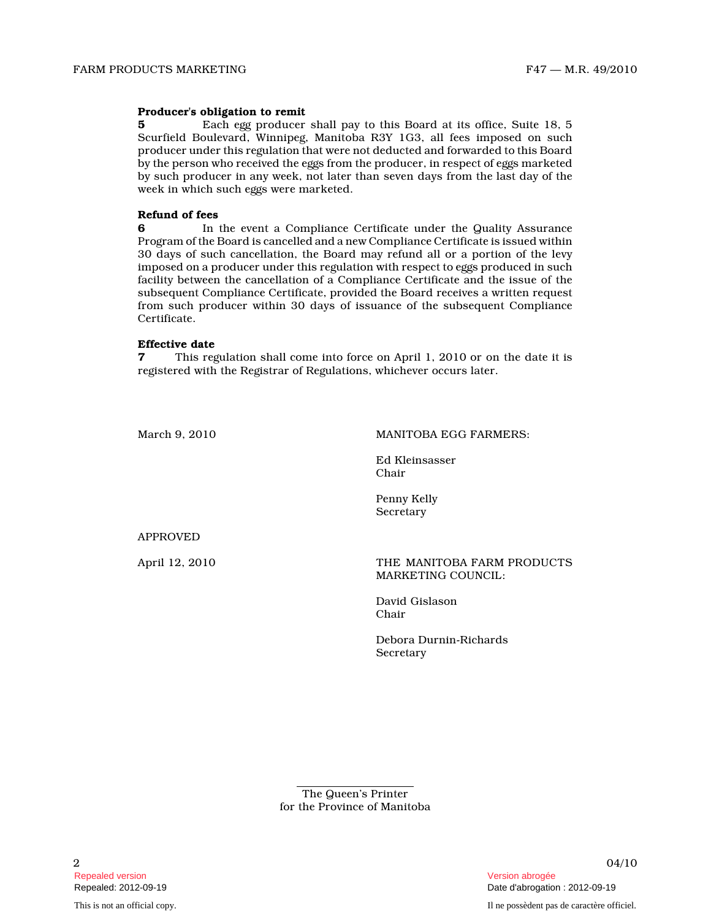**Producer's obligation to remit**

**5** Each egg producer shall pay to this Board at its office, Suite 18, 5 Scurfield Boulevard, Winnipeg, Manitoba R3Y 1G3, all fees imposed on such producer under this regulation that were not deducted and forwarded to this Board by the person who received the eggs from the producer, in respect of eggs marketed by such producer in any week, not later than seven days from the last day of the week in which such eggs were marketed.

**Refund of fees**

**6** In the event a Compliance Certificate under the Quality Assurance Program of the Board is cancelled and a new Compliance Certificate is issued within 30 days of such cancellation, the Board may refund all or a portion of the levy imposed on a producer under this regulation with respect to eggs produced in such facility between the cancellation of a Compliance Certificate and the issue of the subsequent Compliance Certificate, provided the Board receives a written request from such producer within 30 days of issuance of the subsequent Compliance Certificate.

**Effective date**

**7** This regulation shall come into force on April 1, 2010 or on the date it is registered with the Registrar of Regulations, whichever occurs later.

March 9, 2010

MANITOBA EGG FARMERS:

Ed Kleinsasser
Chair

Penny Kelly
Secretary

APPROVED

April 12, 2010

THE MANITOBA FARM PRODUCTS MARKETING COUNCIL:

David Gislason
Chair

Debora Durnin-Richards
Secretary

The Queen's Printer
for the Province of Manitoba

Repealed version
Repealed: 2012-09-19

Version abrogée
Date d'abrogation : 2012-09-19

This is not an official copy.

Il ne possèdent pas de caractère officiel.